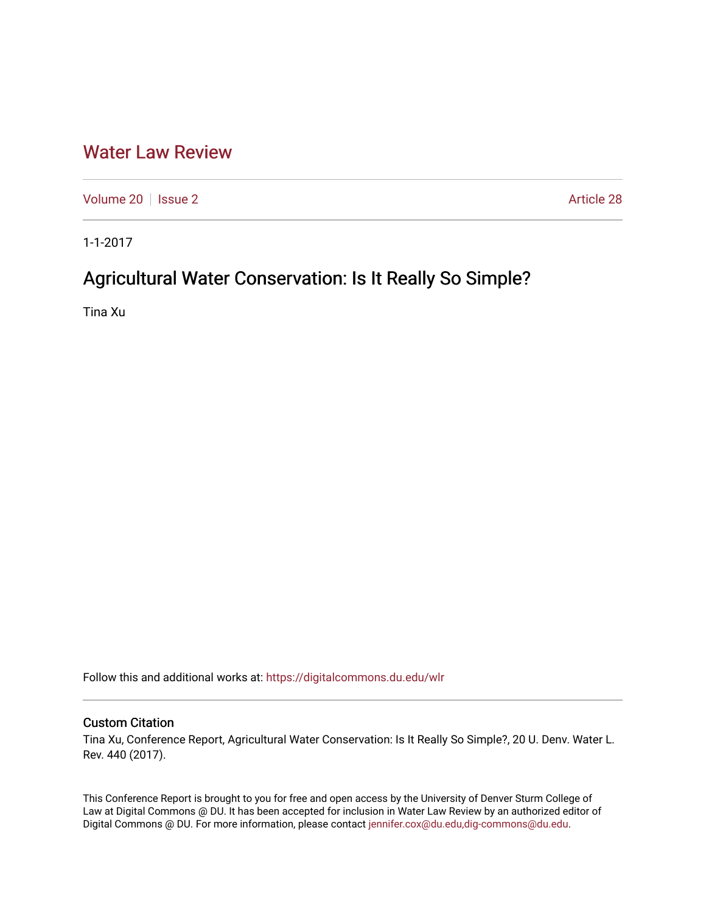# Water Law Review

Volume 20 | Issue 2 | Article 28

1-1-2017

## Agricultural Water Conservation: Is It Really So Simple?

Tina Xu

Follow this and additional works at: https://digitalcommons.du.edu/wlr

### Custom Citation

Tina Xu, Conference Report, Agricultural Water Conservation: Is It Really So Simple?, 20 U. Denv. Water L. Rev. 440 (2017).

This Conference Report is brought to you for free and open access by the University of Denver Sturm College of Law at Digital Commons @ DU. It has been accepted for inclusion in Water Law Review by an authorized editor of Digital Commons @ DU. For more information, please contact jennifer.cox@du.edu,dig-commons@du.edu.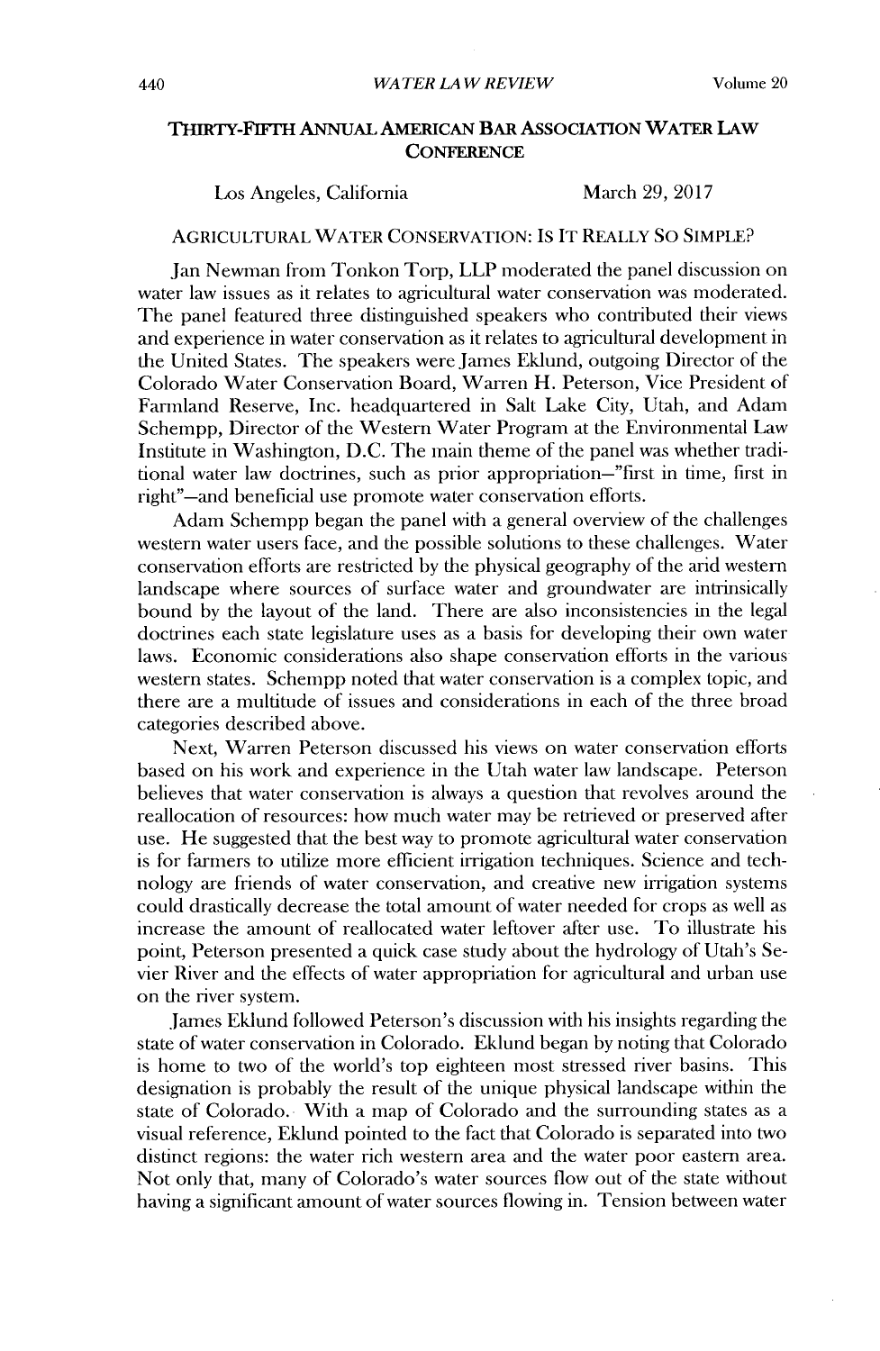## THIRTY-FIFTH ANNUAL AMERICAN BAR ASSOCIATION WATER LAW CONFERENCE

Los Angeles, California March 29, 2017

### AGRICULTURAL WATER CONSERVATION: IS IT REALLY SO SIMPLE?

Jan Newman from Tonkon Torp, LLP moderated the panel discussion on water law issues as it relates to agricultural water conservation was moderated. The panel featured three distinguished speakers who contributed their views and experience in water conservation as it relates to agricultural development in the United States. The speakers were James Eklund, outgoing Director of the Colorado Water Conservation Board, Warren H. Peterson, Vice President of Farmland Reserve, Inc. headquartered in Salt Lake City, Utah, and Adam Schempp, Director of the Western Water Program at the Environmental Law Institute in Washington, D.C. The main theme of the panel was whether traditional water law doctrines, such as prior appropriation–"first in time, first in right"–and beneficial use promote water conservation efforts.

Adam Schempp began the panel with a general overview of the challenges western water users face, and the possible solutions to these challenges. Water conservation efforts are restricted by the physical geography of the arid western landscape where sources of surface water and groundwater are intrinsically bound by the layout of the land. There are also inconsistencies in the legal doctrines each state legislature uses as a basis for developing their own water laws. Economic considerations also shape conservation efforts in the various western states. Schempp noted that water conservation is a complex topic, and there are a multitude of issues and considerations in each of the three broad categories described above.

Next, Warren Peterson discussed his views on water conservation efforts based on his work and experience in the Utah water law landscape. Peterson believes that water conservation is always a question that revolves around the reallocation of resources: how much water may be retrieved or preserved after use. He suggested that the best way to promote agricultural water conservation is for farmers to utilize more efficient irrigation techniques. Science and technology are friends of water conservation, and creative new irrigation systems could drastically decrease the total amount of water needed for crops as well as increase the amount of reallocated water leftover after use. To illustrate his point, Peterson presented a quick case study about the hydrology of Utah's Sevier River and the effects of water appropriation for agricultural and urban use on the river system.

James Eklund followed Peterson's discussion with his insights regarding the state of water conservation in Colorado. Eklund began by noting that Colorado is home to two of the world's top eighteen most stressed river basins. This designation is probably the result of the unique physical landscape within the state of Colorado. With a map of Colorado and the surrounding states as a visual reference, Eklund pointed to the fact that Colorado is separated into two distinct regions: the water rich western area and the water poor eastern area. Not only that, many of Colorado's water sources flow out of the state without having a significant amount of water sources flowing in. Tension between water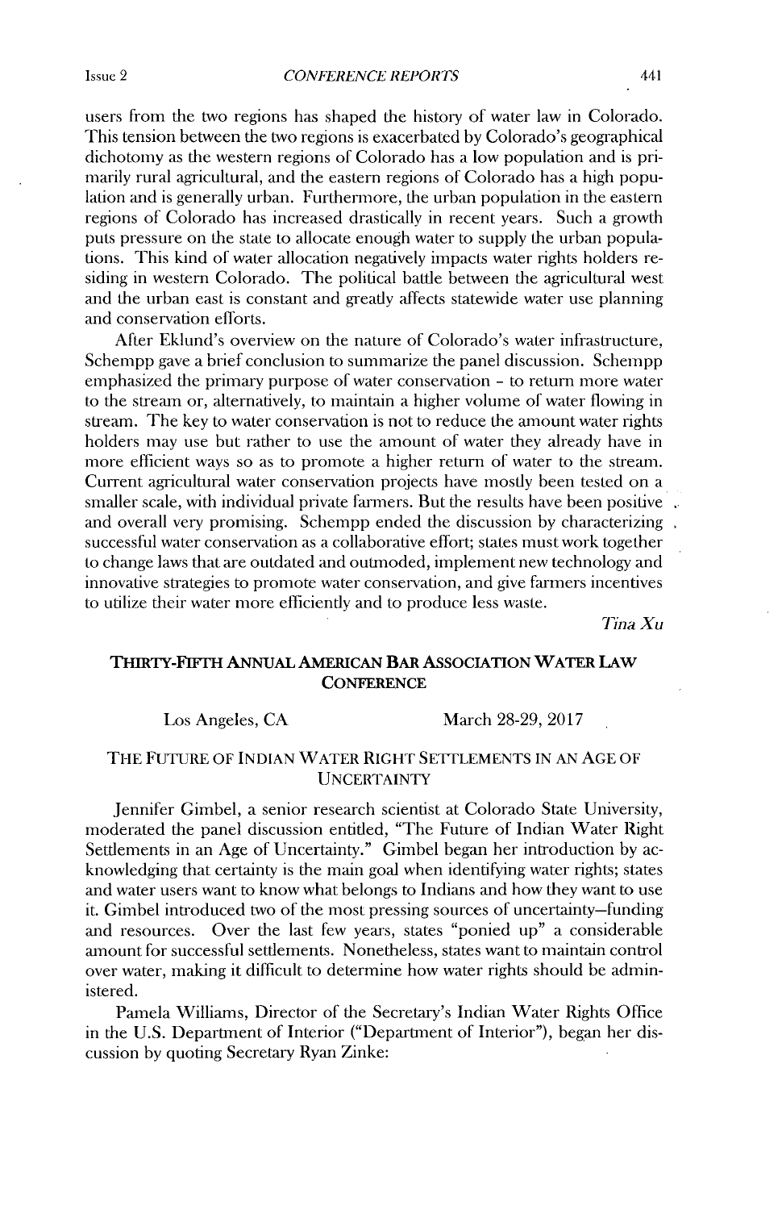users from the two regions has shaped the history of water law in Colorado. This tension between the two regions is exacerbated by Colorado's geographical dichotomy as the western regions of Colorado has a low population and is primarily rural agricultural, and the eastern regions of Colorado has a high population and is generally urban. Furthermore, the urban population in the eastern regions of Colorado has increased drastically in recent years. Such a growth puts pressure on the state to allocate enough water to supply the urban populations. This kind of water allocation negatively impacts water rights holders residing in western Colorado. The political battle between the agricultural west and the urban east is constant and greatly affects statewide water use planning and conservation efforts.

After Eklund's overview on the nature of Colorado's water infrastructure, Schempp gave a brief conclusion to summarize the panel discussion. Schempp emphasized the primary purpose of water conservation - to return more water to the stream or, alternatively, to maintain a higher volume of water flowing in stream. The key to water conservation is not to reduce the amount water rights holders may use but rather to use the amount of water they already have in more efficient ways so as to promote a higher return of water to the stream. Current agricultural water conservation projects have mostly been tested on a smaller scale, with individual private farmers. But the results have been positive and overall very promising. Schempp ended the discussion by characterizing successful water conservation as a collaborative effort; states must work together to change laws that are outdated and outmoded, implement new technology and innovative strategies to promote water conservation, and give farmers incentives to utilize their water more efficiently and to produce less waste.

*Tina Xu*

## THIRTY-FIFTH ANNUAL AMERICAN BAR ASSOCIATION WATER LAW CONFERENCE

Los Angeles, CA March 28-29, 2017

### THE FUTURE OF INDIAN WATER RIGHT SETTLEMENTS IN AN AGE OF UNCERTAINTY

Jennifer Gimbel, a senior research scientist at Colorado State University, moderated the panel discussion entitled, "The Future of Indian Water Right Settlements in an Age of Uncertainty." Gimbel began her introduction by acknowledging that certainty is the main goal when identifying water rights; states and water users want to know what belongs to Indians and how they want to use it. Gimbel introduced two of the most pressing sources of uncertainty—funding and resources. Over the last few years, states "ponied up" a considerable amount for successful settlements. Nonetheless, states want to maintain control over water, making it difficult to determine how water rights should be administered.

Pamela Williams, Director of the Secretary's Indian Water Rights Office in the U.S. Department of Interior ("Department of Interior"), began her discussion by quoting Secretary Ryan Zinke: